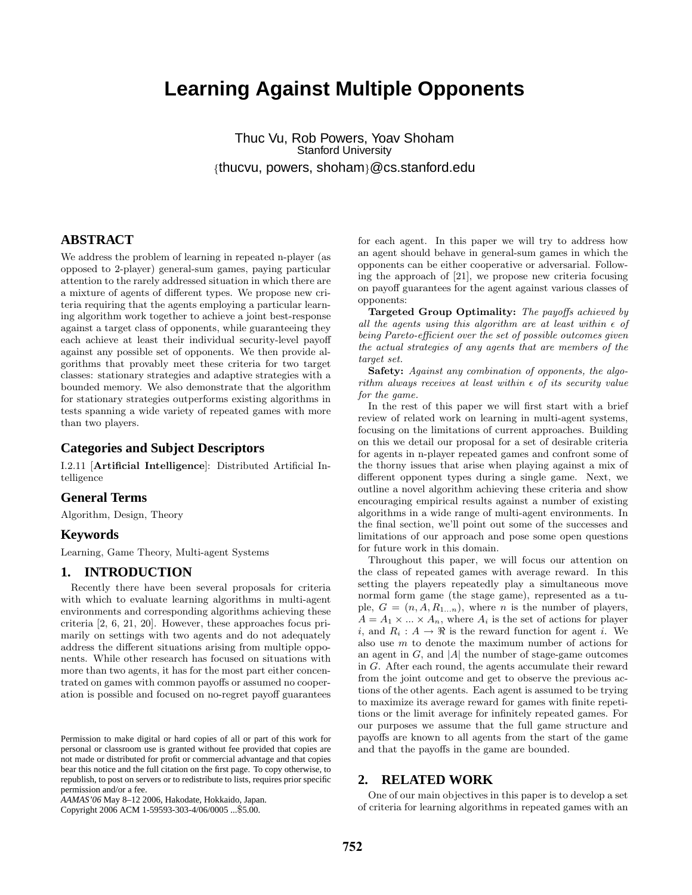# Learning Against Multiple Opponents

Thuc Vu, Rob Powers, Yoav Shoham
Stanford University
{thucvu, powers, shoham}@cs.stanford.edu

## ABSTRACT

We address the problem of learning in repeated n-player (as opposed to 2-player) general-sum games, paying particular attention to the rarely addressed situation in which there are a mixture of agents of different types. We propose new criteria requiring that the agents employing a particular learning algorithm work together to achieve a joint best-response against a target class of opponents, while guaranteeing they each achieve at least their individual security-level payoff against any possible set of opponents. We then provide algorithms that provably meet these criteria for two target classes: stationary strategies and adaptive strategies with a bounded memory. We also demonstrate that the algorithm for stationary strategies outperforms existing algorithms in tests spanning a wide variety of repeated games with more than two players.

### Categories and Subject Descriptors

I.2.11 [**Artificial Intelligence**]: Distributed Artificial Intelligence

### General Terms

Algorithm, Design, Theory

### Keywords

Learning, Game Theory, Multi-agent Systems

## 1. INTRODUCTION

Recently there have been several proposals for criteria with which to evaluate learning algorithms in multi-agent environments and corresponding algorithms achieving these criteria [2, 6, 21, 20]. However, these approaches focus primarily on settings with two agents and do not adequately address the different situations arising from multiple opponents. While other research has focused on situations with more than two agents, it has for the most part either concentrated on games with common payoffs or assumed no cooperation is possible and focused on no-regret payoff guarantees for each agent. In this paper we will try to address how an agent should behave in general-sum games in which the opponents can be either cooperative or adversarial. Following the approach of [21], we propose new criteria focusing on payoff guarantees for the agent against various classes of opponents:

**Targeted Group Optimality:** *The payoffs achieved by all the agents using this algorithm are at least within $\epsilon$ of being Pareto-efficient over the set of possible outcomes given the actual strategies of any agents that are members of the target set.*

**Safety:** *Against any combination of opponents, the algorithm always receives at least within $\epsilon$ of its security value for the game.*

In the rest of this paper we will first start with a brief review of related work on learning in multi-agent systems, focusing on the limitations of current approaches. Building on this we detail our proposal for a set of desirable criteria for agents in n-player repeated games and confront some of the thorny issues that arise when playing against a mix of different opponent types during a single game. Next, we outline a novel algorithm achieving these criteria and show encouraging empirical results against a number of existing algorithms in a wide range of multi-agent environments. In the final section, we'll point out some of the successes and limitations of our approach and pose some open questions for future work in this domain.

Throughout this paper, we will focus our attention on the class of repeated games with average reward. In this setting the players repeatedly play a simultaneous move normal form game (the stage game), represented as a tuple, $G = (n, A, R_{1...n})$, where $n$ is the number of players, $A = A_1 \times ... \times A_n$, where $A_i$ is the set of actions for player $i$, and $R_i : A \rightarrow \Re$ is the reward function for agent $i$. We also use $m$ to denote the maximum number of actions for an agent in $G$, and $|A|$ the number of stage-game outcomes in $G$. After each round, the agents accumulate their reward from the joint outcome and get to observe the previous actions of the other agents. Each agent is assumed to be trying to maximize its average reward for games with finite repetitions or the limit average for infinitely repeated games. For our purposes we assume that the full game structure and payoffs are known to all agents from the start of the game and that the payoffs in the game are bounded.

## 2. RELATED WORK

One of our main objectives in this paper is to develop a set of criteria for learning algorithms in repeated games with an

Permission to make digital or hard copies of all or part of this work for personal or classroom use is granted without fee provided that copies are not made or distributed for profit or commercial advantage and that copies bear this notice and the full citation on the first page. To copy otherwise, to republish, to post on servers or to redistribute to lists, requires prior specific permission and/or a fee.
*AAMAS'06* May 8–12 2006, Hakodate, Hokkaido, Japan.
Copyright 2006 ACM 1-59593-303-4/06/0005 ...$5.00.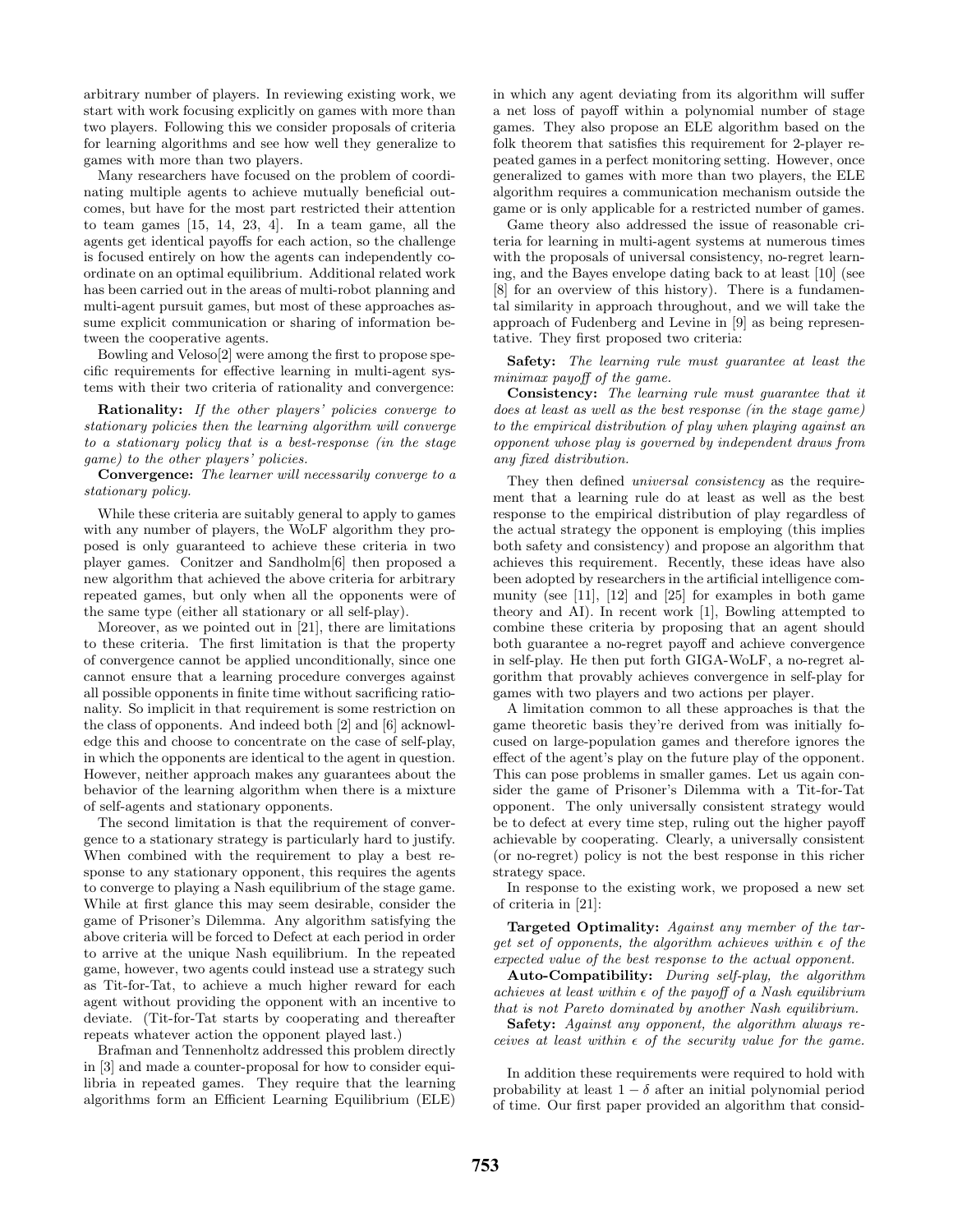arbitrary number of players. In reviewing existing work, we start with work focusing explicitly on games with more than two players. Following this we consider proposals of criteria for learning algorithms and see how well they generalize to games with more than two players.

Many researchers have focused on the problem of coordinating multiple agents to achieve mutually beneficial outcomes, but have for the most part restricted their attention to team games [15, 14, 23, 4]. In a team game, all the agents get identical payoffs for each action, so the challenge is focused entirely on how the agents can independently coordinate on an optimal equilibrium. Additional related work has been carried out in the areas of multi-robot planning and multi-agent pursuit games, but most of these approaches assume explicit communication or sharing of information between the cooperative agents.

Bowling and Veloso[2] were among the first to propose specific requirements for effective learning in multi-agent systems with their two criteria of rationality and convergence:

**Rationality:** *If the other players' policies converge to stationary policies then the learning algorithm will converge to a stationary policy that is a best-response (in the stage game) to the other players' policies.*

**Convergence:** *The learner will necessarily converge to a stationary policy.*

While these criteria are suitably general to apply to games with any number of players, the WoLF algorithm they proposed is only guaranteed to achieve these criteria in two player games. Conitzer and Sandholm[6] then proposed a new algorithm that achieved the above criteria for arbitrary repeated games, but only when all the opponents were of the same type (either all stationary or all self-play).

Moreover, as we pointed out in [21], there are limitations to these criteria. The first limitation is that the property of convergence cannot be applied unconditionally, since one cannot ensure that a learning procedure converges against all possible opponents in finite time without sacrificing rationality. So implicit in that requirement is some restriction on the class of opponents. And indeed both [2] and [6] acknowledge this and choose to concentrate on the case of self-play, in which the opponents are identical to the agent in question. However, neither approach makes any guarantees about the behavior of the learning algorithm when there is a mixture of self-agents and stationary opponents.

The second limitation is that the requirement of convergence to a stationary strategy is particularly hard to justify. When combined with the requirement to play a best response to any stationary opponent, this requires the agents to converge to playing a Nash equilibrium of the stage game. While at first glance this may seem desirable, consider the game of Prisoner's Dilemma. Any algorithm satisfying the above criteria will be forced to Defect at each period in order to arrive at the unique Nash equilibrium. In the repeated game, however, two agents could instead use a strategy such as Tit-for-Tat, to achieve a much higher reward for each agent without providing the opponent with an incentive to deviate. (Tit-for-Tat starts by cooperating and thereafter repeats whatever action the opponent played last.)

Brafman and Tennenholtz addressed this problem directly in [3] and made a counter-proposal for how to consider equilibria in repeated games. They require that the learning algorithms form an Efficient Learning Equilibrium (ELE) in which any agent deviating from its algorithm will suffer a net loss of payoff within a polynomial number of stage games. They also propose an ELE algorithm based on the folk theorem that satisfies this requirement for 2-player repeated games in a perfect monitoring setting. However, once generalized to games with more than two players, the ELE algorithm requires a communication mechanism outside the game or is only applicable for a restricted number of games.

Game theory also addressed the issue of reasonable criteria for learning in multi-agent systems at numerous times with the proposals of universal consistency, no-regret learning, and the Bayes envelope dating back to at least [10] (see [8] for an overview of this history). There is a fundamental similarity in approach throughout, and we will take the approach of Fudenberg and Levine in [9] as being representative. They first proposed two criteria:

**Safety:** *The learning rule must guarantee at least the minimax payoff of the game.*

**Consistency:** *The learning rule must guarantee that it does at least as well as the best response (in the stage game) to the empirical distribution of play when playing against an opponent whose play is governed by independent draws from any fixed distribution.*

They then defined *universal consistency* as the requirement that a learning rule do at least as well as the best response to the empirical distribution of play regardless of the actual strategy the opponent is employing (this implies both safety and consistency) and propose an algorithm that achieves this requirement. Recently, these ideas have also been adopted by researchers in the artificial intelligence community (see [11], [12] and [25] for examples in both game theory and AI). In recent work [1], Bowling attempted to combine these criteria by proposing that an agent should both guarantee a no-regret payoff and achieve convergence in self-play. He then put forth GIGA-WoLF, a no-regret algorithm that provably achieves convergence in self-play for games with two players and two actions per player.

A limitation common to all these approaches is that the game theoretic basis they're derived from was initially focused on large-population games and therefore ignores the effect of the agent's play on the future play of the opponent. This can pose problems in smaller games. Let us again consider the game of Prisoner's Dilemma with a Tit-for-Tat opponent. The only universally consistent strategy would be to defect at every time step, ruling out the higher payoff achievable by cooperating. Clearly, a universally consistent (or no-regret) policy is not the best response in this richer strategy space.

In response to the existing work, we proposed a new set of criteria in [21]:

**Targeted Optimality:** *Against any member of the target set of opponents, the algorithm achieves within $\epsilon$ of the expected value of the best response to the actual opponent.*

**Auto-Compatibility:** *During self-play, the algorithm achieves at least within $\epsilon$ of the payoff of a Nash equilibrium that is not Pareto dominated by another Nash equilibrium.*

**Safety:** *Against any opponent, the algorithm always receives at least within $\epsilon$ of the security value for the game.*

In addition these requirements were required to hold with probability at least $1 - \delta$ after an initial polynomial period of time. Our first paper provided an algorithm that consid-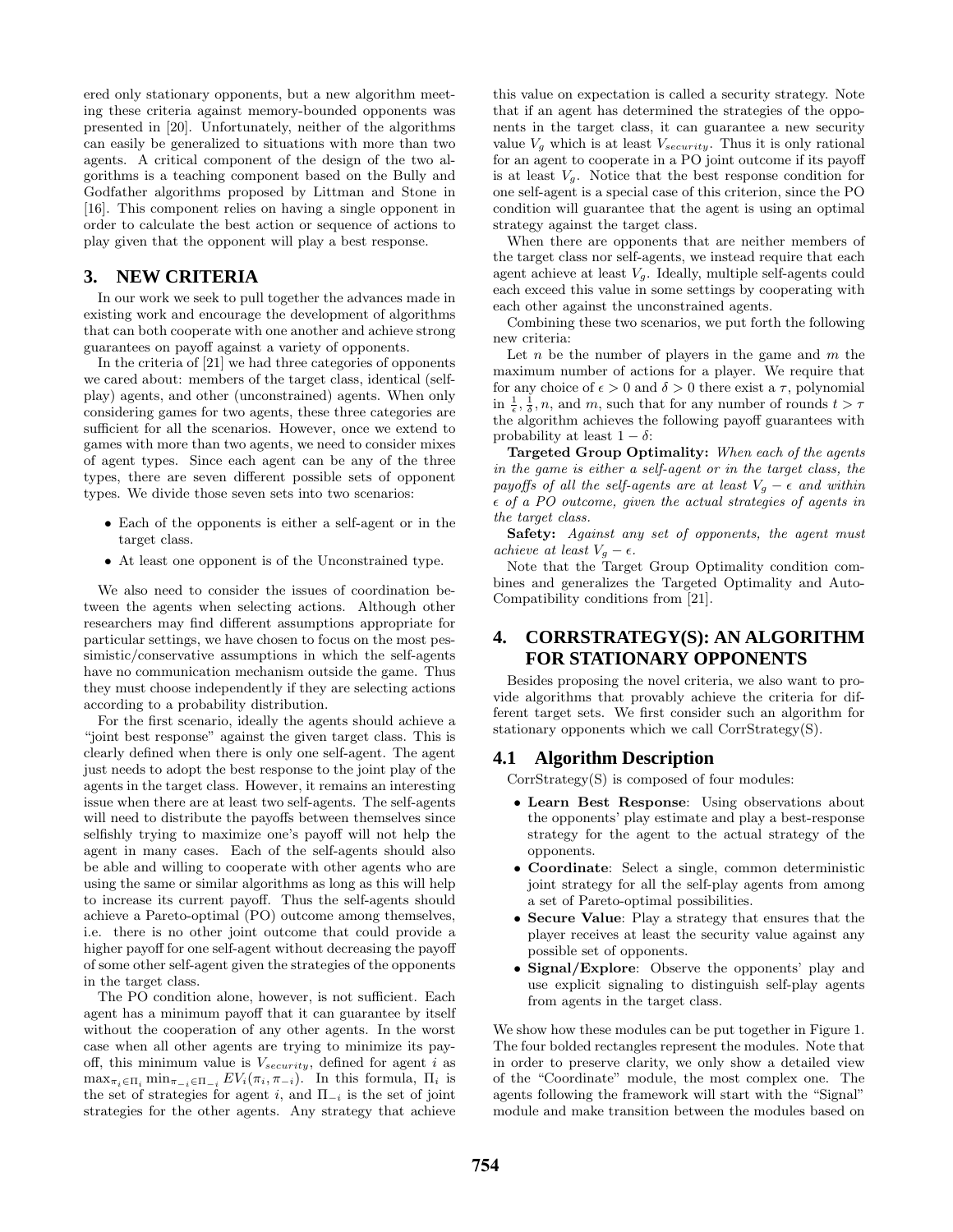ered only stationary opponents, but a new algorithm meeting these criteria against memory-bounded opponents was presented in [20]. Unfortunately, neither of the algorithms can easily be generalized to situations with more than two agents. A critical component of the design of the two algorithms is a teaching component based on the Bully and Godfather algorithms proposed by Littman and Stone in [16]. This component relies on having a single opponent in order to calculate the best action or sequence of actions to play given that the opponent will play a best response.

## 3. NEW CRITERIA

In our work we seek to pull together the advances made in existing work and encourage the development of algorithms that can both cooperate with one another and achieve strong guarantees on payoff against a variety of opponents.

In the criteria of [21] we had three categories of opponents we cared about: members of the target class, identical (self-play) agents, and other (unconstrained) agents. When only considering games for two agents, these three categories are sufficient for all the scenarios. However, once we extend to games with more than two agents, we need to consider mixes of agent types. Since each agent can be any of the three types, there are seven different possible sets of opponent types. We divide those seven sets into two scenarios:

- Each of the opponents is either a self-agent or in the target class.
- At least one opponent is of the Unconstrained type.

We also need to consider the issues of coordination between the agents when selecting actions. Although other researchers may find different assumptions appropriate for particular settings, we have chosen to focus on the most pessimistic/conservative assumptions in which the self-agents have no communication mechanism outside the game. Thus they must choose independently if they are selecting actions according to a probability distribution.

For the first scenario, ideally the agents should achieve a "joint best response" against the given target class. This is clearly defined when there is only one self-agent. The agent just needs to adopt the best response to the joint play of the agents in the target class. However, it remains an interesting issue when there are at least two self-agents. The self-agents will need to distribute the payoffs between themselves since selfishly trying to maximize one's payoff will not help the agent in many cases. Each of the self-agents should also be able and willing to cooperate with other agents who are using the same or similar algorithms as long as this will help to increase its current payoff. Thus the self-agents should achieve a Pareto-optimal (PO) outcome among themselves, i.e. there is no other joint outcome that could provide a higher payoff for one self-agent without decreasing the payoff of some other self-agent given the strategies of the opponents in the target class.

The PO condition alone, however, is not sufficient. Each agent has a minimum payoff that it can guarantee by itself without the cooperation of any other agents. In the worst case when all other agents are trying to minimize its payoff, this minimum value is $V_{security}$, defined for agent $i$ as $\max_{\pi_i \in \Pi_i} \min_{\pi_{-i} \in \Pi_{-i}} EV_i(\pi_i, \pi_{-i})$. In this formula, $\Pi_i$ is the set of strategies for agent $i$, and $\Pi_{-i}$ is the set of joint strategies for the other agents. Any strategy that achieve this value on expectation is called a security strategy. Note that if an agent has determined the strategies of the opponents in the target class, it can guarantee a new security value $V_g$ which is at least $V_{security}$. Thus it is only rational for an agent to cooperate in a PO joint outcome if its payoff is at least $V_g$. Notice that the best response condition for one self-agent is a special case of this criterion, since the PO condition will guarantee that the agent is using an optimal strategy against the target class.

When there are opponents that are neither members of the target class nor self-agents, we instead require that each agent achieve at least $V_g$. Ideally, multiple self-agents could each exceed this value in some settings by cooperating with each other against the unconstrained agents.

Combining these two scenarios, we put forth the following new criteria:

Let $n$ be the number of players in the game and $m$ the maximum number of actions for a player. We require that for any choice of $\epsilon > 0$ and $\delta > 0$ there exist a $\tau$, polynomial in $\frac{1}{\epsilon}, \frac{1}{\delta}, n$, and $m$, such that for any number of rounds $t > \tau$ the algorithm achieves the following payoff guarantees with probability at least $1 - \delta$:

**Targeted Group Optimality:** *When each of the agents in the game is either a self-agent or in the target class, the payoffs of all the self-agents are at least $V_g - \epsilon$ and within $\epsilon$ of a PO outcome, given the actual strategies of agents in the target class.*

**Safety:** *Against any set of opponents, the agent must achieve at least $V_g - \epsilon$.*

Note that the Target Group Optimality condition combines and generalizes the Targeted Optimality and Auto-Compatibility conditions from [21].

## 4. CORRSTRATEGY(S): AN ALGORITHM FOR STATIONARY OPPONENTS

Besides proposing the novel criteria, we also want to provide algorithms that provably achieve the criteria for different target sets. We first consider such an algorithm for stationary opponents which we call CorrStrategy(S).

### 4.1 Algorithm Description

CorrStrategy(S) is composed of four modules:

- **Learn Best Response**: Using observations about the opponents' play estimate and play a best-response strategy for the agent to the actual strategy of the opponents.
- **Coordinate**: Select a single, common deterministic joint strategy for all the self-play agents from among a set of Pareto-optimal possibilities.
- **Secure Value**: Play a strategy that ensures that the player receives at least the security value against any possible set of opponents.
- **Signal/Explore**: Observe the opponents' play and use explicit signaling to distinguish self-play agents from agents in the target class.

We show how these modules can be put together in Figure 1. The four bolded rectangles represent the modules. Note that in order to preserve clarity, we only show a detailed view of the "Coordinate" module, the most complex one. The agents following the framework will start with the "Signal" module and make transition between the modules based on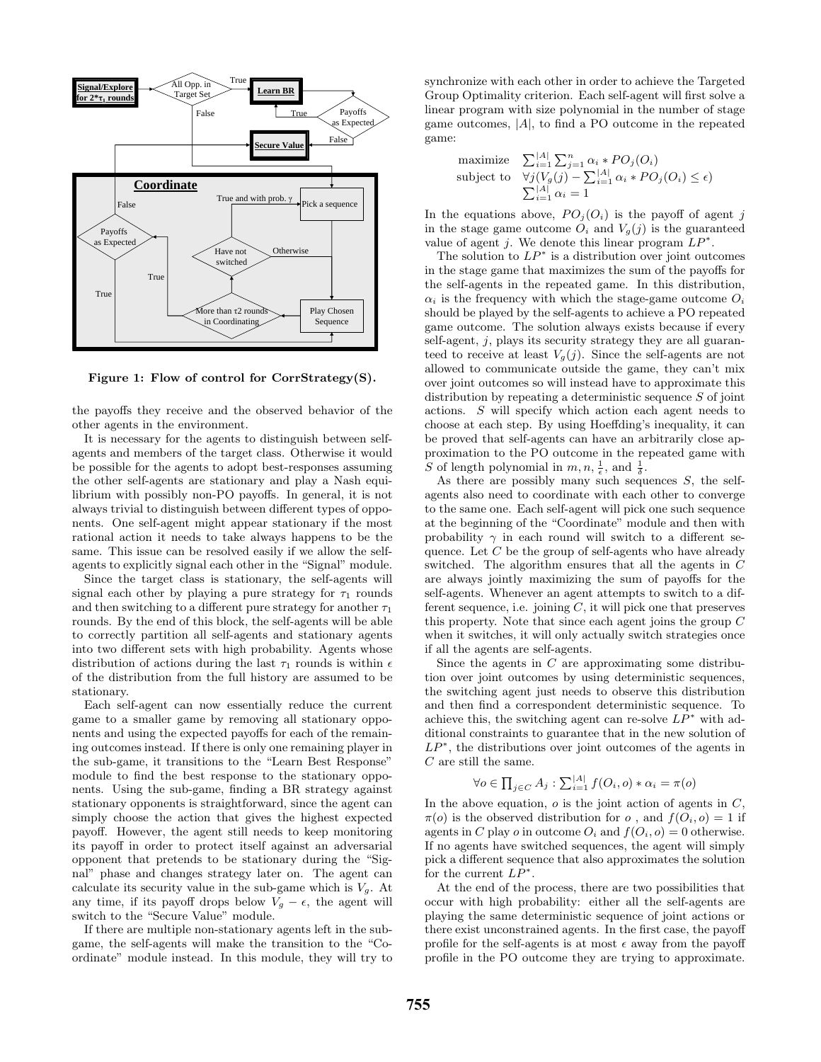Figure 1: Flow of control for CorrStrategy(S).

the payoffs they receive and the observed behavior of the other agents in the environment.

It is necessary for the agents to distinguish between self-agents and members of the target class. Otherwise it would be possible for the agents to adopt best-responses assuming the other self-agents are stationary and play a Nash equilibrium with possibly non-PO payoffs. In general, it is not always trivial to distinguish between different types of opponents. One self-agent might appear stationary if the most rational action it needs to take always happens to be the same. This issue can be resolved easily if we allow the self-agents to explicitly signal each other in the "Signal" module.

Since the target class is stationary, the self-agents will signal each other by playing a pure strategy for $\tau_1$ rounds and then switching to a different pure strategy for another $\tau_1$ rounds. By the end of this block, the self-agents will be able to correctly partition all self-agents and stationary agents into two different sets with high probability. Agents whose distribution of actions during the last $\tau_1$ rounds is within $\epsilon$ of the distribution from the full history are assumed to be stationary.

Each self-agent can now essentially reduce the current game to a smaller game by removing all stationary opponents and using the expected payoffs for each of the remaining outcomes instead. If there is only one remaining player in the sub-game, it transitions to the "Learn Best Response" module to find the best response to the stationary opponents. Using the sub-game, finding a BR strategy against stationary opponents is straightforward, since the agent can simply choose the action that gives the highest expected payoff. However, the agent still needs to keep monitoring its payoff in order to protect itself against an adversarial opponent that pretends to be stationary during the "Signal" phase and changes strategy later on. The agent can calculate its security value in the sub-game which is $V_g$. At any time, if its payoff drops below $V_g - \epsilon$, the agent will switch to the "Secure Value" module.

If there are multiple non-stationary agents left in the sub-game, the self-agents will make the transition to the "Coordinate" module instead. In this module, they will try to synchronize with each other in order to achieve the Targeted Group Optimality criterion. Each self-agent will first solve a linear program with size polynomial in the number of stage game outcomes, $|A|$, to find a PO outcome in the repeated game:

$$\begin{array}{ll} \text{maximize} & \sum_{i=1}^{|A|} \sum_{j=1}^{n} \alpha_i * PO_j(O_i) \\ \text{subject to} & \forall j (V_g(j) - \sum_{i=1}^{|A|} \alpha_i * PO_j(O_i) \le \epsilon) \\ & \sum_{i=1}^{|A|} \alpha_i = 1 \end{array}$$

In the equations above, $PO_j(O_i)$ is the payoff of agent $j$ in the stage game outcome $O_i$ and $V_g(j)$ is the guaranteed value of agent $j$. We denote this linear program $LP^*$.

The solution to $LP^*$ is a distribution over joint outcomes in the stage game that maximizes the sum of the payoffs for the self-agents in the repeated game. In this distribution, $\alpha_i$ is the frequency with which the stage-game outcome $O_i$ should be played by the self-agents to achieve a PO repeated game outcome. The solution always exists because if every self-agent, $j$, plays its security strategy they are all guaranteed to receive at least $V_g(j)$. Since the self-agents are not allowed to communicate outside the game, they can't mix over joint outcomes so will instead have to approximate this distribution by repeating a deterministic sequence $S$ of joint actions. $S$ will specify which action each agent needs to choose at each step. By using Hoeffding's inequality, it can be proved that self-agents can have an arbitrarily close approximation to the PO outcome in the repeated game with $S$ of length polynomial in $m, n, \frac{1}{\epsilon}$, and $\frac{1}{\delta}$.

As there are possibly many such sequences $S$, the self-agents also need to coordinate with each other to converge to the same one. Each self-agent will pick one such sequence at the beginning of the "Coordinate" module and then with probability $\gamma$ in each round will switch to a different sequence. Let $C$ be the group of self-agents who have already switched. The algorithm ensures that all the agents in $C$ are always jointly maximizing the sum of payoffs for the self-agents. Whenever an agent attempts to switch to a different sequence, i.e. joining $C$, it will pick one that preserves this property. Note that since each agent joins the group $C$ when it switches, it will only actually switch strategies once if all the agents are self-agents.

Since the agents in $C$ are approximating some distribution over joint outcomes by using deterministic sequences, the switching agent just needs to observe this distribution and then find a correspondent deterministic sequence. To achieve this, the switching agent can re-solve $LP^*$ with additional constraints to guarantee that in the new solution of $LP^*$, the distributions over joint outcomes of the agents in $C$ are still the same.

$$\forall o \in \prod_{j \in C} A_j : \sum_{i=1}^{|A|} f(O_i, o) * \alpha_i = \pi(o)$$

In the above equation, $o$ is the joint action of agents in $C$, $\pi(o)$ is the observed distribution for $o$ , and $f(O_i, o) = 1$ if agents in $C$ play $o$ in outcome $O_i$ and $f(O_i, o) = 0$ otherwise. If no agents have switched sequences, the agent will simply pick a different sequence that also approximates the solution for the current $LP^*$.

At the end of the process, there are two possibilities that occur with high probability: either all the self-agents are playing the same deterministic sequence of joint actions or there exist unconstrained agents. In the first case, the payoff profile for the self-agents is at most $\epsilon$ away from the payoff profile in the PO outcome they are trying to approximate.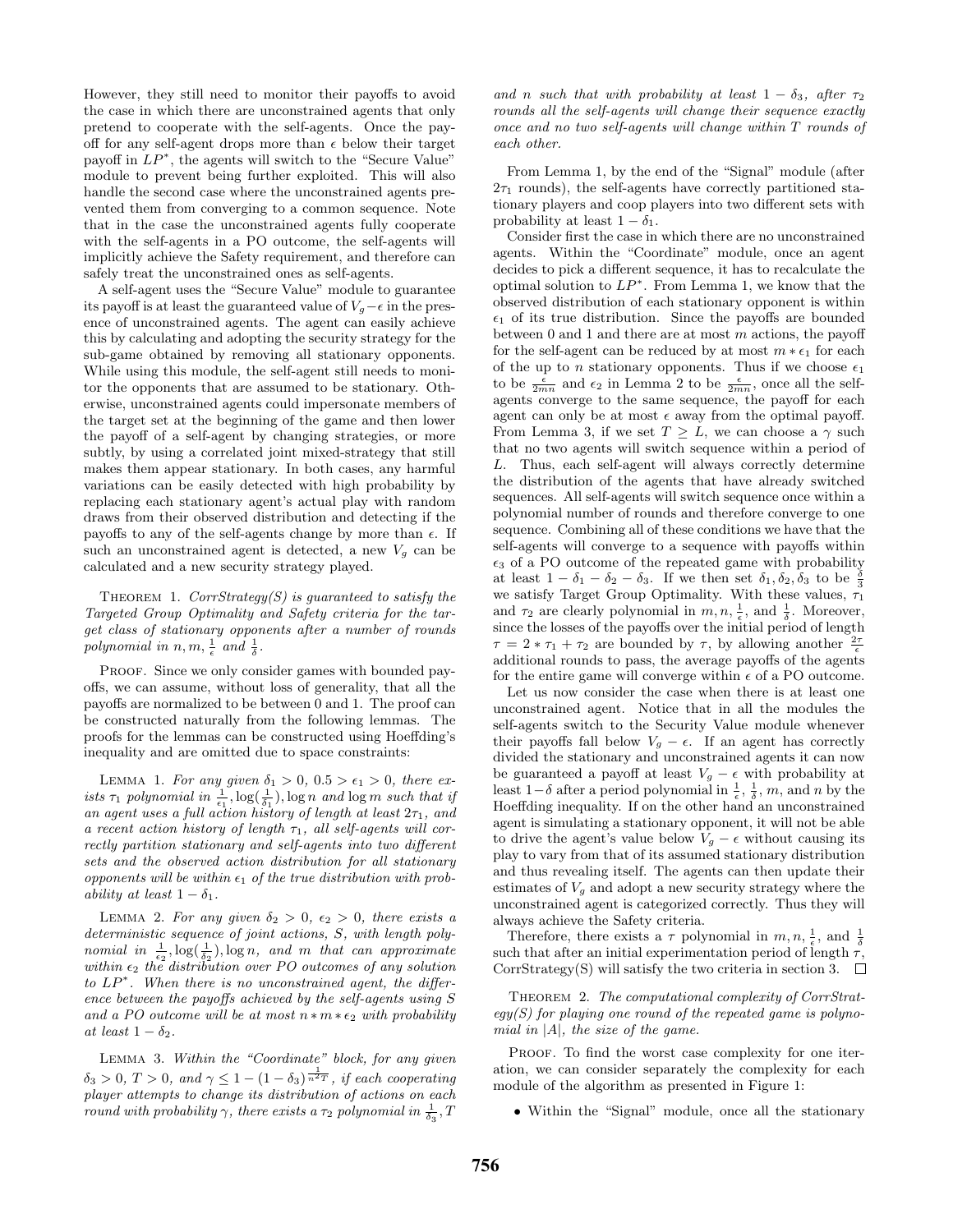However, they still need to monitor their payoffs to avoid the case in which there are unconstrained agents that only pretend to cooperate with the self-agents. Once the payoff for any self-agent drops more than $\epsilon$ below their target payoff in $LP^*$, the agents will switch to the "Secure Value" module to prevent being further exploited. This will also handle the second case where the unconstrained agents prevented them from converging to a common sequence. Note that in the case the unconstrained agents fully cooperate with the self-agents in a PO outcome, the self-agents will implicitly achieve the Safety requirement, and therefore can safely treat the unconstrained ones as self-agents.

A self-agent uses the "Secure Value" module to guarantee its payoff is at least the guaranteed value of $V_g - \epsilon$ in the presence of unconstrained agents. The agent can easily achieve this by calculating and adopting the security strategy for the sub-game obtained by removing all stationary opponents. While using this module, the self-agent still needs to monitor the opponents that are assumed to be stationary. Otherwise, unconstrained agents could impersonate members of the target set at the beginning of the game and then lower the payoff of a self-agent by changing strategies, or more subtly, by using a correlated joint mixed-strategy that still makes them appear stationary. In both cases, any harmful variations can be easily detected with high probability by replacing each stationary agent's actual play with random draws from their observed distribution and detecting if the payoffs to any of the self-agents change by more than $\epsilon$. If such an unconstrained agent is detected, a new $V_g$ can be calculated and a new security strategy played.

THEOREM 1. *CorrStrategy(S) is guaranteed to satisfy the Targeted Group Optimality and Safety criteria for the target class of stationary opponents after a number of rounds polynomial in $n, m, \frac{1}{\epsilon}$ and $\frac{1}{\delta}$.*

PROOF. Since we only consider games with bounded payoffs, we can assume, without loss of generality, that all the payoffs are normalized to be between 0 and 1. The proof can be constructed naturally from the following lemmas. The proofs for the lemmas can be constructed using Hoeffding's inequality and are omitted due to space constraints:

LEMMA 1. *For any given $\delta_1 > 0$, $0.5 > \epsilon_1 > 0$, there exists $\tau_1$ polynomial in $\frac{1}{\epsilon_1}, \log(\frac{1}{\delta_1}), \log n$ and $\log m$ such that if an agent uses a full action history of length at least $2\tau_1$, and a recent action history of length $\tau_1$, all self-agents will correctly partition stationary and self-agents into two different sets and the observed action distribution for all stationary opponents will be within $\epsilon_1$ of the true distribution with probability at least $1 - \delta_1$.*

LEMMA 2. *For any given $\delta_2 > 0$, $\epsilon_2 > 0$, there exists a deterministic sequence of joint actions, $S$, with length polynomial in $\frac{1}{\epsilon_2}, \log(\frac{1}{\delta_2}), \log n$, and $m$ that can approximate within $\epsilon_2$ the distribution over PO outcomes of any solution to $LP^*$. When there is no unconstrained agent, the difference between the payoffs achieved by the self-agents using $S$ and a PO outcome will be at most $n * m * \epsilon_2$ with probability at least $1 - \delta_2$.*

LEMMA 3. *Within the "Coordinate" block, for any given $\delta_3 > 0$, $T > 0$, and $\gamma \leq 1 - (1 - \delta_3)^{\frac{1}{n^2 T}}$, if each cooperating player attempts to change its distribution of actions on each round with probability $\gamma$, there exists a $\tau_2$ polynomial in $\frac{1}{\delta_3}, T$ and $n$ such that with probability at least $1 - \delta_3$, after $\tau_2$ rounds all the self-agents will change their sequence exactly once and no two self-agents will change within $T$ rounds of each other.*

From Lemma 1, by the end of the "Signal" module (after $2\tau_1$ rounds), the self-agents have correctly partitioned stationary players and coop players into two different sets with probability at least $1 - \delta_1$.

Consider first the case in which there are no unconstrained agents. Within the "Coordinate" module, once an agent decides to pick a different sequence, it has to recalculate the optimal solution to $LP^*$. From Lemma 1, we know that the observed distribution of each stationary opponent is within $\epsilon_1$ of its true distribution. Since the payoffs are bounded between 0 and 1 and there are at most $m$ actions, the payoff for the self-agent can be reduced by at most $m * \epsilon_1$ for each of the up to $n$ stationary opponents. Thus if we choose $\epsilon_1$ to be $\frac{\epsilon}{2mn}$ and $\epsilon_2$ in Lemma 2 to be $\frac{\epsilon}{2mn}$, once all the self-agents converge to the same sequence, the payoff for each agent can only be at most $\epsilon$ away from the optimal payoff. From Lemma 3, if we set $T \geq L$, we can choose a $\gamma$ such that no two agents will switch sequence within a period of $L$. Thus, each self-agent will always correctly determine the distribution of the agents that have already switched sequences. All self-agents will switch sequence once within a polynomial number of rounds and therefore converge to one sequence. Combining all of these conditions we have that the self-agents will converge to a sequence with payoffs within $\epsilon_3$ of a PO outcome of the repeated game with probability at least $1 - \delta_1 - \delta_2 - \delta_3$. If we then set $\delta_1, \delta_2, \delta_3$ to be $\frac{\delta}{3}$ we satisfy Target Group Optimality. With these values, $\tau_1$ and $\tau_2$ are clearly polynomial in $m, n, \frac{1}{\epsilon}$, and $\frac{1}{\delta}$. Moreover, since the losses of the payoffs over the initial period of length $\tau = 2 * \tau_1 + \tau_2$ are bounded by $\tau$, by allowing another $\frac{2\tau}{\epsilon}$ additional rounds to pass, the average payoffs of the agents for the entire game will converge within $\epsilon$ of a PO outcome.

Let us now consider the case when there is at least one unconstrained agent. Notice that in all the modules the self-agents switch to the Security Value module whenever their payoffs fall below $V_g - \epsilon$. If an agent has correctly divided the stationary and unconstrained agents it can now be guaranteed a payoff at least $V_g - \epsilon$ with probability at least $1 - \delta$ after a period polynomial in $\frac{1}{\epsilon}$, $\frac{1}{\delta}$, $m$, and $n$ by the Hoeffding inequality. If on the other hand an unconstrained agent is simulating a stationary opponent, it will not be able to drive the agent's value below $V_g - \epsilon$ without causing its play to vary from that of its assumed stationary distribution and thus revealing itself. The agents can then update their estimates of $V_g$ and adopt a new security strategy where the unconstrained agent is categorized correctly. Thus they will always achieve the Safety criteria.

Therefore, there exists a $\tau$ polynomial in $m, n, \frac{1}{\epsilon}$, and $\frac{1}{\delta}$ such that after an initial experimentation period of length $\tau$, CorrStrategy(S) will satisfy the two criteria in section 3. □

THEOREM 2. *The computational complexity of CorrStrategy(S) for playing one round of the repeated game is polynomial in $|A|$, the size of the game.*

PROOF. To find the worst case complexity for one iteration, we can consider separately the complexity for each module of the algorithm as presented in Figure 1:

- Within the "Signal" module, once all the stationary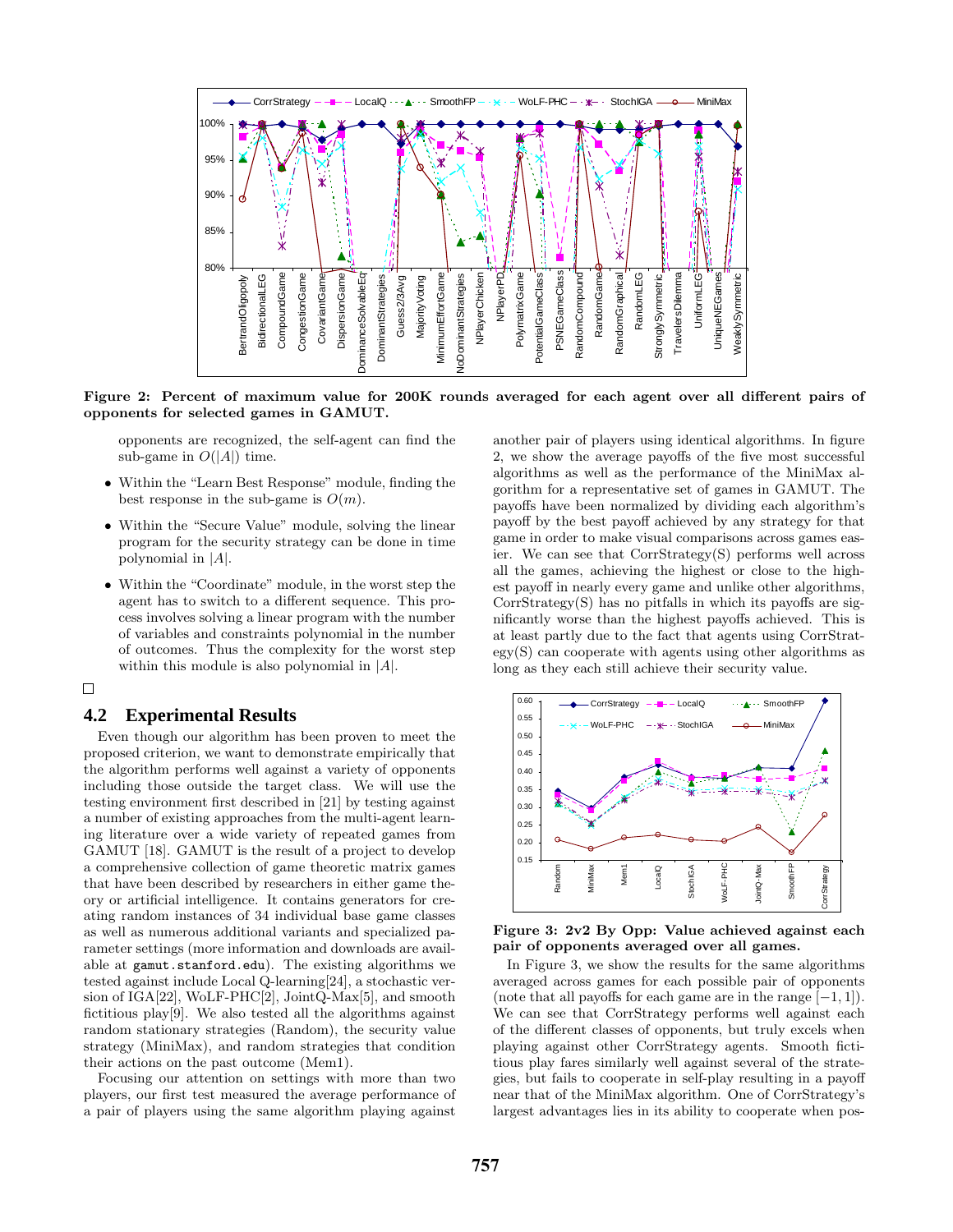**Figure 2: Percent of maximum value for 200K rounds averaged for each agent over all different pairs of opponents for selected games in GAMUT.**

opponents are recognized, the self-agent can find the sub-game in $O(|A|)$ time.

- Within the "Learn Best Response" module, finding the best response in the sub-game is $O(m)$.
- Within the "Secure Value" module, solving the linear program for the security strategy can be done in time polynomial in $|A|$.
- Within the "Coordinate" module, in the worst step the agent has to switch to a different sequence. This process involves solving a linear program with the number of variables and constraints polynomial in the number of outcomes. Thus the complexity for the worst step within this module is also polynomial in $|A|$.

□

## 4.2 Experimental Results

Even though our algorithm has been proven to meet the proposed criterion, we want to demonstrate empirically that the algorithm performs well against a variety of opponents including those outside the target class. We will use the testing environment first described in [21] by testing against a number of existing approaches from the multi-agent learning literature over a wide variety of repeated games from GAMUT [18]. GAMUT is the result of a project to develop a comprehensive collection of game theoretic matrix games that have been described by researchers in either game theory or artificial intelligence. It contains generators for creating random instances of 34 individual base game classes as well as numerous additional variants and specialized parameter settings (more information and downloads are available at `gamut.stanford.edu`). The existing algorithms we tested against include Local Q-learning[24], a stochastic version of IGA[22], WoLF-PHC[2], JointQ-Max[5], and smooth fictitious play[9]. We also tested all the algorithms against random stationary strategies (Random), the security value strategy (MiniMax), and random strategies that condition their actions on the past outcome (Mem1).

Focusing our attention on settings with more than two players, our first test measured the average performance of a pair of players using the same algorithm playing against another pair of players using identical algorithms. In figure 2, we show the average payoffs of the five most successful algorithms as well as the performance of the MiniMax algorithm for a representative set of games in GAMUT. The payoffs have been normalized by dividing each algorithm's payoff by the best payoff achieved by any strategy for that game in order to make visual comparisons across games easier. We can see that CorrStrategy(S) performs well across all the games, achieving the highest or close to the highest payoff in nearly every game and unlike other algorithms, CorrStrategy(S) has no pitfalls in which its payoffs are significantly worse than the highest payoffs achieved. This is at least partly due to the fact that agents using CorrStrategy(S) can cooperate with agents using other algorithms as long as they each still achieve their security value.

**Figure 3: 2v2 By Opp: Value achieved against each pair of opponents averaged over all games.**

In Figure 3, we show the results for the same algorithms averaged across games for each possible pair of opponents (note that all payoffs for each game are in the range $[-1, 1]$). We can see that CorrStrategy performs well against each of the different classes of opponents, but truly excels when playing against other CorrStrategy agents. Smooth fictitious play fares similarly well against several of the strategies, but fails to cooperate in self-play resulting in a payoff near that of the MiniMax algorithm. One of CorrStrategy's largest advantages lies in its ability to cooperate when pos-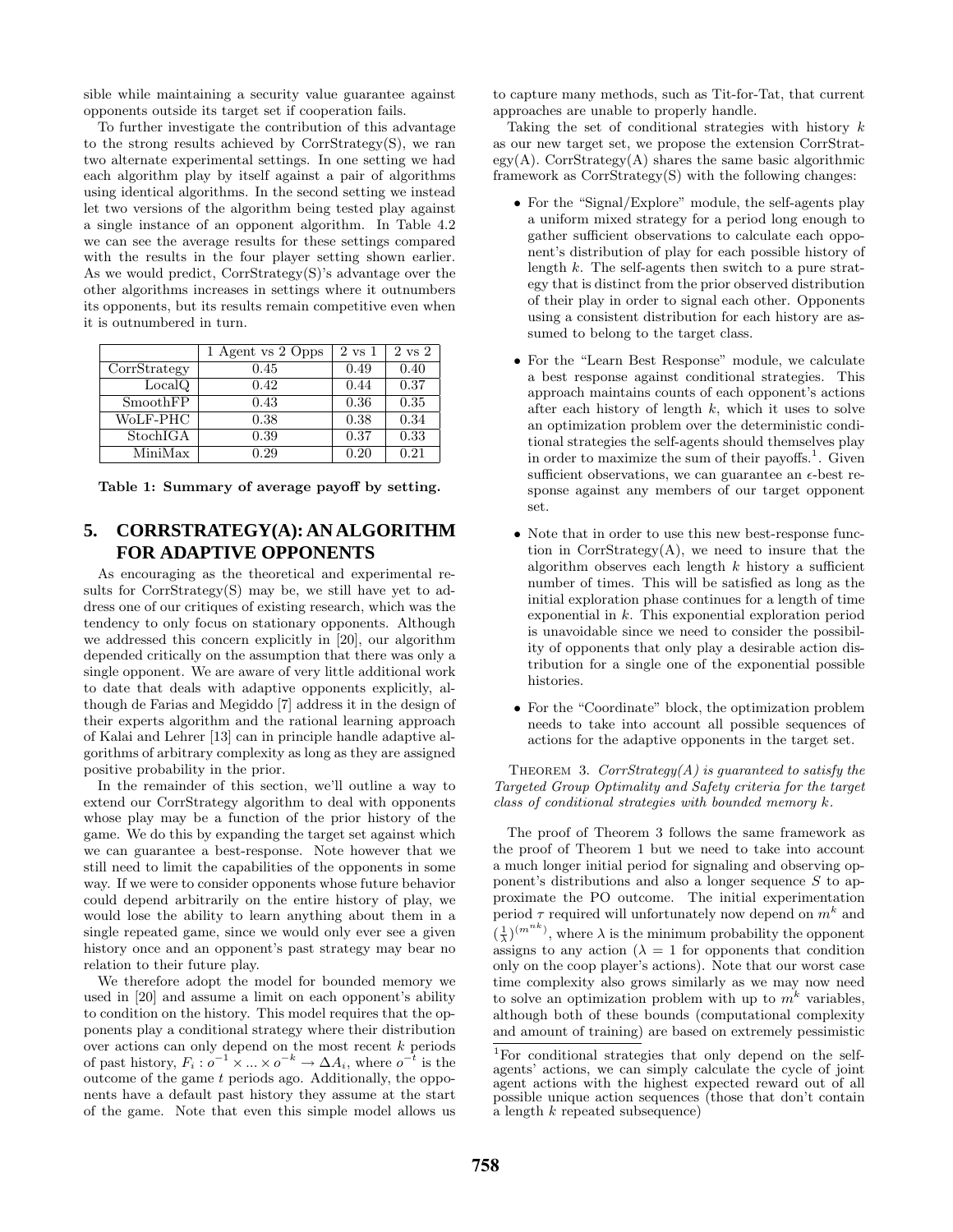sible while maintaining a security value guarantee against opponents outside its target set if cooperation fails.

To further investigate the contribution of this advantage to the strong results achieved by CorrStrategy(S), we ran two alternate experimental settings. In one setting we had each algorithm play by itself against a pair of algorithms using identical algorithms. In the second setting we instead let two versions of the algorithm being tested play against a single instance of an opponent algorithm. In Table 4.2 we can see the average results for these settings compared with the results in the four player setting shown earlier. As we would predict, CorrStrategy(S)'s advantage over the other algorithms increases in settings where it outnumbers its opponents, but its results remain competitive even when it is outnumbered in turn.

| | 1 Agent vs 2 Opps | 2 vs 1 | 2 vs 2 |
|---|---|---|---|
| CorrStrategy | 0.45 | 0.49 | 0.40 |
| LocalQ | 0.42 | 0.44 | 0.37 |
| SmoothFP | 0.43 | 0.36 | 0.35 |
| WoLF-PHC | 0.38 | 0.38 | 0.34 |
| StochIGA | 0.39 | 0.37 | 0.33 |
| MiniMax | 0.29 | 0.20 | 0.21 |

**Table 1: Summary of average payoff by setting.**

## 5. CORRSTRATEGY(A): AN ALGORITHM FOR ADAPTIVE OPPONENTS

As encouraging as the theoretical and experimental results for CorrStrategy(S) may be, we still have yet to address one of our critiques of existing research, which was the tendency to only focus on stationary opponents. Although we addressed this concern explicitly in [20], our algorithm depended critically on the assumption that there was only a single opponent. We are aware of very little additional work to date that deals with adaptive opponents explicitly, although de Farias and Megiddo [7] address it in the design of their experts algorithm and the rational learning approach of Kalai and Lehrer [13] can in principle handle adaptive algorithms of arbitrary complexity as long as they are assigned positive probability in the prior.

In the remainder of this section, we'll outline a way to extend our CorrStrategy algorithm to deal with opponents whose play may be a function of the prior history of the game. We do this by expanding the target set against which we can guarantee a best-response. Note however that we still need to limit the capabilities of the opponents in some way. If we were to consider opponents whose future behavior could depend arbitrarily on the entire history of play, we would lose the ability to learn anything about them in a single repeated game, since we would only ever see a given history once and an opponent's past strategy may bear no relation to their future play.

We therefore adopt the model for bounded memory we used in [20] and assume a limit on each opponent's ability to condition on the history. This model requires that the opponents play a conditional strategy where their distribution over actions can only depend on the most recent $k$ periods of past history, $F_i : o^{-1} \times ... \times o^{-k} \rightarrow \Delta A_i$, where $o^{-t}$ is the outcome of the game $t$ periods ago. Additionally, the opponents have a default past history they assume at the start of the game. Note that even this simple model allows us to capture many methods, such as Tit-for-Tat, that current approaches are unable to properly handle.

Taking the set of conditional strategies with history $k$ as our new target set, we propose the extension CorrStrategy(A). CorrStrategy(A) shares the same basic algorithmic framework as CorrStrategy(S) with the following changes:

- For the "Signal/Explore" module, the self-agents play a uniform mixed strategy for a period long enough to gather sufficient observations to calculate each opponent's distribution of play for each possible history of length $k$. The self-agents then switch to a pure strategy that is distinct from the prior observed distribution of their play in order to signal each other. Opponents using a consistent distribution for each history are assumed to belong to the target class.
- For the "Learn Best Response" module, we calculate a best response against conditional strategies. This approach maintains counts of each opponent's actions after each history of length $k$, which it uses to solve an optimization problem over the deterministic conditional strategies the self-agents should themselves play in order to maximize the sum of their payoffs.[1]. Given sufficient observations, we can guarantee an $\epsilon$-best response against any members of our target opponent set.
- Note that in order to use this new best-response function in CorrStrategy(A), we need to insure that the algorithm observes each length $k$ history a sufficient number of times. This will be satisfied as long as the initial exploration phase continues for a length of time exponential in $k$. This exponential exploration period is unavoidable since we need to consider the possibility of opponents that only play a desirable action distribution for a single one of the exponential possible histories.
- For the "Coordinate" block, the optimization problem needs to take into account all possible sequences of actions for the adaptive opponents in the target set.

Theorem 3. *CorrStrategy(A) is guaranteed to satisfy the Targeted Group Optimality and Safety criteria for the target class of conditional strategies with bounded memory k.*

The proof of Theorem 3 follows the same framework as the proof of Theorem 1 but we need to take into account a much longer initial period for signaling and observing opponent's distributions and also a longer sequence $S$ to approximate the PO outcome. The initial experimentation period $\tau$ required will unfortunately now depend on $m^k$ and $(\frac{1}{\lambda})^{(m^{nk})}$, where $\lambda$ is the minimum probability the opponent assigns to any action ($\lambda = 1$ for opponents that condition only on the coop player's actions). Note that our worst case time complexity also grows similarly as we may now need to solve an optimization problem with up to $m^k$ variables, although both of these bounds (computational complexity and amount of training) are based on extremely pessimistic

[1] For conditional strategies that only depend on the self-agents' actions, we can simply calculate the cycle of joint agent actions with the highest expected reward out of all possible unique action sequences (those that don't contain a length $k$ repeated subsequence)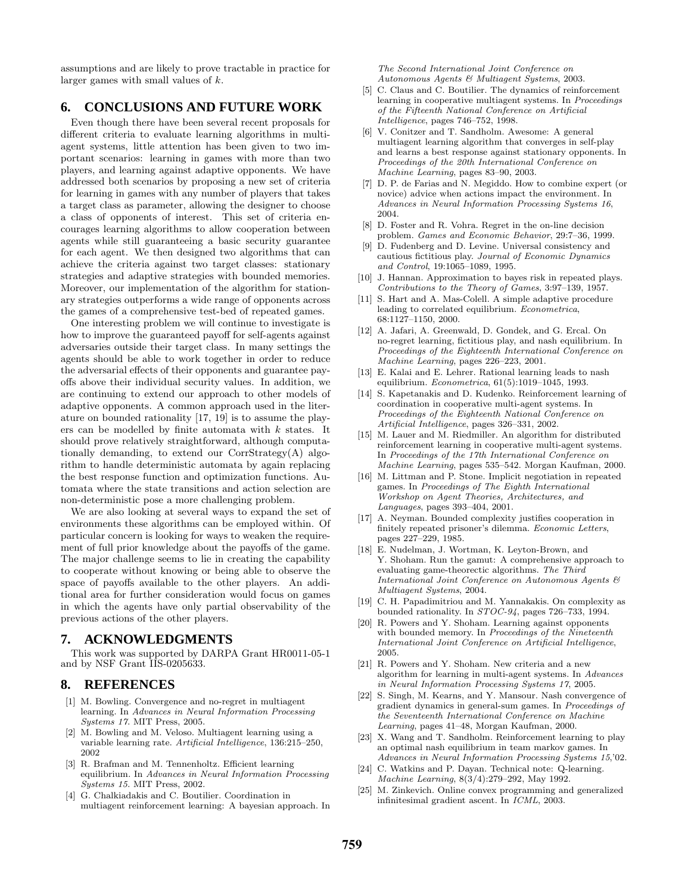assumptions and are likely to prove tractable in practice for larger games with small values of $k$.

## 6. CONCLUSIONS AND FUTURE WORK

Even though there have been several recent proposals for different criteria to evaluate learning algorithms in multiagent systems, little attention has been given to two important scenarios: learning in games with more than two players, and learning against adaptive opponents. We have addressed both scenarios by proposing a new set of criteria for learning in games with any number of players that takes a target class as parameter, allowing the designer to choose a class of opponents of interest. This set of criteria encourages learning algorithms to allow cooperation between agents while still guaranteeing a basic security guarantee for each agent. We then designed two algorithms that can achieve the criteria against two target classes: stationary strategies and adaptive strategies with bounded memories. Moreover, our implementation of the algorithm for stationary strategies outperforms a wide range of opponents across the games of a comprehensive test-bed of repeated games.

One interesting problem we will continue to investigate is how to improve the guaranteed payoff for self-agents against adversaries outside their target class. In many settings the agents should be able to work together in order to reduce the adversarial effects of their opponents and guarantee payoffs above their individual security values. In addition, we are continuing to extend our approach to other models of adaptive opponents. A common approach used in the literature on bounded rationality [17, 19] is to assume the players can be modelled by finite automata with $k$ states. It should prove relatively straightforward, although computationally demanding, to extend our CorrStrategy(A) algorithm to handle deterministic automata by again replacing the best response function and optimization functions. Automata where the state transitions and action selection are non-deterministic pose a more challenging problem.

We are also looking at several ways to expand the set of environments these algorithms can be employed within. Of particular concern is looking for ways to weaken the requirement of full prior knowledge about the payoffs of the game. The major challenge seems to lie in creating the capability to cooperate without knowing or being able to observe the space of payoffs available to the other players. An additional area for further consideration would focus on games in which the agents have only partial observability of the previous actions of the other players.

## 7. ACKNOWLEDGMENTS

This work was supported by DARPA Grant HR0011-05-1 and by NSF Grant IIS-0205633.

## 8. REFERENCES

[1] M. Bowling. Convergence and no-regret in multiagent learning. In *Advances in Neural Information Processing Systems 17*. MIT Press, 2005.

[2] M. Bowling and M. Veloso. Multiagent learning using a variable learning rate. *Artificial Intelligence*, 136:215–250, 2002

[3] R. Brafman and M. Tennenholtz. Efficient learning equilibrium. In *Advances in Neural Information Processing Systems 15*. MIT Press, 2002.

[4] G. Chalkiadakis and C. Boutilier. Coordination in multiagent reinforcement learning: A bayesian approach. In *The Second International Joint Conference on Autonomous Agents & Multiagent Systems*, 2003.

[5] C. Claus and C. Boutilier. The dynamics of reinforcement learning in cooperative multiagent systems. In *Proceedings of the Fifteenth National Conference on Artificial Intelligence*, pages 746–752, 1998.

[6] V. Conitzer and T. Sandholm. Awesome: A general multiagent learning algorithm that converges in self-play and learns a best response against stationary opponents. In *Proceedings of the 20th International Conference on Machine Learning*, pages 83–90, 2003.

[7] D. P. de Farias and N. Megiddo. How to combine expert (or novice) advice when actions impact the environment. In *Advances in Neural Information Processing Systems 16*, 2004.

[8] D. Foster and R. Vohra. Regret in the on-line decision problem. *Games and Economic Behavior*, 29:7–36, 1999.

[9] D. Fudenberg and D. Levine. Universal consistency and cautious fictitious play. *Journal of Economic Dynamics and Control*, 19:1065–1089, 1995.

[10] J. Hannan. Approximation to bayes risk in repeated plays. *Contributions to the Theory of Games*, 3:97–139, 1957.

[11] S. Hart and A. Mas-Colell. A simple adaptive procedure leading to correlated equilibrium. *Econometrica*, 68:1127–1150, 2000.

[12] A. Jafari, A. Greenwald, D. Gondek, and G. Ercal. On no-regret learning, fictitious play, and nash equilibrium. In *Proceedings of the Eighteenth International Conference on Machine Learning*, pages 226–223, 2001.

[13] E. Kalai and E. Lehrer. Rational learning leads to nash equilibrium. *Econometrica*, 61(5):1019–1045, 1993.

[14] S. Kapetanakis and D. Kudenko. Reinforcement learning of coordination in cooperative multi-agent systems. In *Proceedings of the Eighteenth National Conference on Artificial Intelligence*, pages 326–331, 2002.

[15] M. Lauer and M. Riedmiller. An algorithm for distributed reinforcement learning in cooperative multi-agent systems. In *Proceedings of the 17th International Conference on Machine Learning*, pages 535–542. Morgan Kaufman, 2000.

[16] M. Littman and P. Stone. Implicit negotiation in repeated games. In *Proceedings of The Eighth International Workshop on Agent Theories, Architectures, and Languages*, pages 393–404, 2001.

[17] A. Neyman. Bounded complexity justifies cooperation in finitely repeated prisoner's dilemma. *Economic Letters*, pages 227–229, 1985.

[18] E. Nudelman, J. Wortman, K. Leyton-Brown, and Y. Shoham. Run the gamut: A comprehensive approach to evaluating game-theorectic algorithms. *The Third International Joint Conference on Autonomous Agents & Multiagent Systems*, 2004.

[19] C. H. Papadimitriou and M. Yannakakis. On complexity as bounded rationality. In *STOC-94*, pages 726–733, 1994.

[20] R. Powers and Y. Shoham. Learning against opponents with bounded memory. In *Proceedings of the Nineteenth International Joint Conference on Artificial Intelligence*, 2005.

[21] R. Powers and Y. Shoham. New criteria and a new algorithm for learning in multi-agent systems. In *Advances in Neural Information Processing Systems 17*, 2005.

[22] S. Singh, M. Kearns, and Y. Mansour. Nash convergence of gradient dynamics in general-sum games. In *Proceedings of the Seventeenth International Conference on Machine Learning*, pages 41–48, Morgan Kaufman, 2000.

[23] X. Wang and T. Sandholm. Reinforcement learning to play an optimal nash equilibrium in team markov games. In *Advances in Neural Information Processing Systems 15*,'02.

[24] C. Watkins and P. Dayan. Technical note: Q-learning. *Machine Learning*, 8(3/4):279–292, May 1992.

[25] M. Zinkevich. Online convex programming and generalized infinitesimal gradient ascent. In *ICML*, 2003.